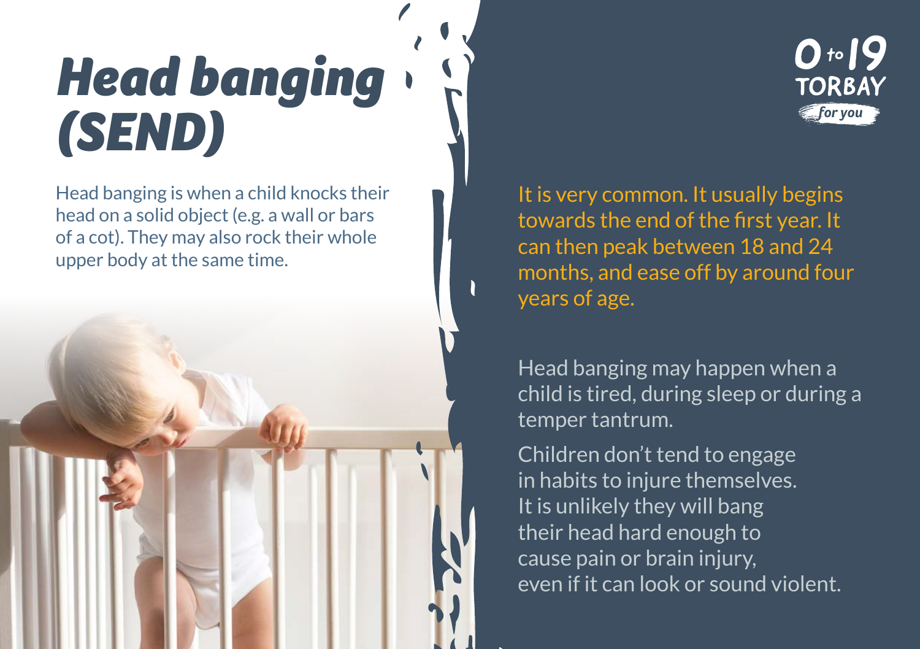# Head banging (SEND)

Head banging is when a child knocks their head on a solid object (e.g. a wall or bars of a cot). They may also rock their whole upper body at the same time.

0 to 19 TORBAY *for you*

It is very common. It usually begins towards the end of the first year. It can then peak between 18 and 24 months, and ease off by around four years of age.

Head banging may happen when a child is tired, during sleep or during a temper tantrum.

Children don't tend to engage in habits to injure themselves. It is unlikely they will bang their head hard enough to cause pain or brain injury, even if it can look or sound violent.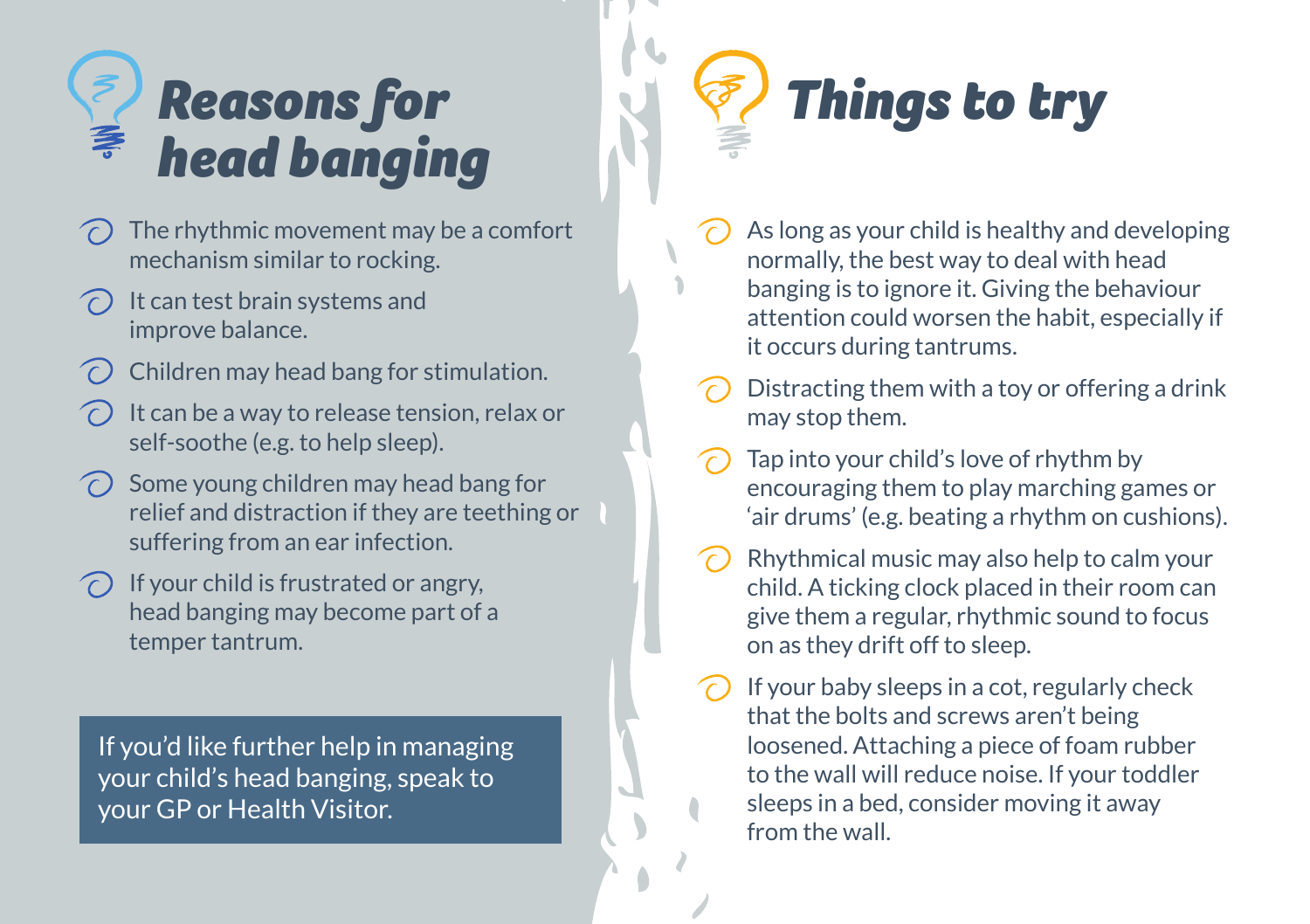# Reasons for head banging

- The rhythmic movement may be a comfort mechanism similar to rocking.
- It can test brain systems and improve balance.
- Children may head bang for stimulation.
- It can be a way to release tension, relax or self-soothe (e.g. to help sleep).
- Some young children may head bang for relief and distraction if they are teething or suffering from an ear infection.
- If your child is frustrated or angry, head banging may become part of a temper tantrum.

If you'd like further help in managing your child's head banging, speak to your GP or Health Visitor.

# Things to try

- As long as your child is healthy and developing normally, the best way to deal with head banging is to ignore it. Giving the behaviour attention could worsen the habit, especially if it occurs during tantrums.
- Distracting them with a toy or offering a drink may stop them.
- Tap into your child's love of rhythm by encouraging them to play marching games or 'air drums' (e.g. beating a rhythm on cushions).
- Rhythmical music may also help to calm your child. A ticking clock placed in their room can give them a regular, rhythmic sound to focus on as they drift off to sleep.
- If your baby sleeps in a cot, regularly check that the bolts and screws aren't being loosened. Attaching a piece of foam rubber to the wall will reduce noise. If your toddler sleeps in a bed, consider moving it away from the wall.